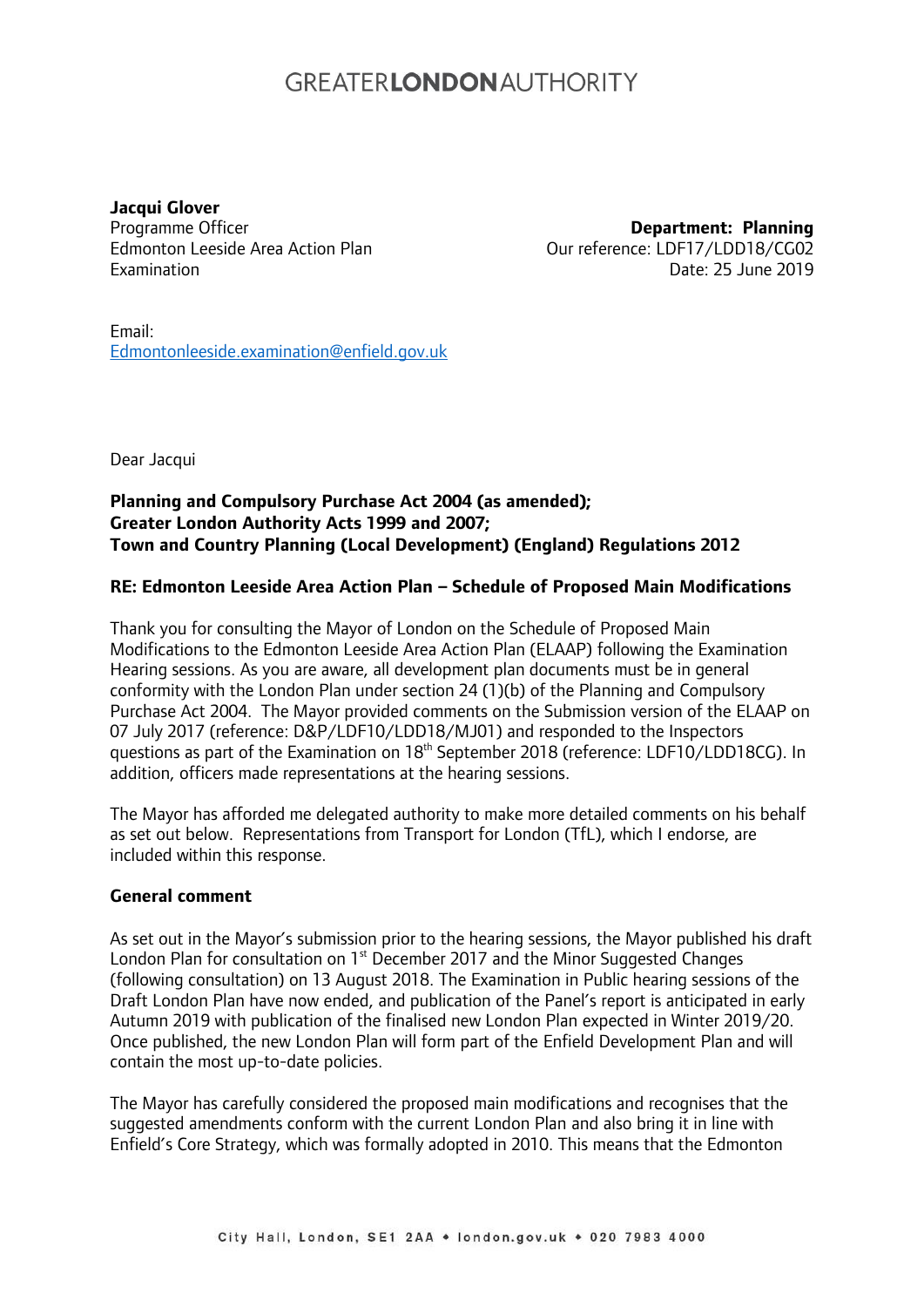# GREATER**LONDON**AUTHORITY

**Jacqui Glover**
Programme Officer
Edmonton Leeside Area Action Plan
Examination

**Department: Planning**
Our reference: LDF17/LDD18/CG02
Date: 25 June 2019

Email:
Edmontonleeside.examination@enfield.gov.uk

Dear Jacqui

**Planning and Compulsory Purchase Act 2004 (as amended);**
**Greater London Authority Acts 1999 and 2007;**
**Town and Country Planning (Local Development) (England) Regulations 2012**

**RE: Edmonton Leeside Area Action Plan – Schedule of Proposed Main Modifications**

Thank you for consulting the Mayor of London on the Schedule of Proposed Main Modifications to the Edmonton Leeside Area Action Plan (ELAAP) following the Examination Hearing sessions. As you are aware, all development plan documents must be in general conformity with the London Plan under section 24 (1)(b) of the Planning and Compulsory Purchase Act 2004. The Mayor provided comments on the Submission version of the ELAAP on 07 July 2017 (reference: D&P/LDF10/LDD18/MJ01) and responded to the Inspectors questions as part of the Examination on 18th September 2018 (reference: LDF10/LDD18CG). In addition, officers made representations at the hearing sessions.

The Mayor has afforded me delegated authority to make more detailed comments on his behalf as set out below. Representations from Transport for London (TfL), which I endorse, are included within this response.

**General comment**

As set out in the Mayor's submission prior to the hearing sessions, the Mayor published his draft London Plan for consultation on 1st December 2017 and the Minor Suggested Changes (following consultation) on 13 August 2018. The Examination in Public hearing sessions of the Draft London Plan have now ended, and publication of the Panel's report is anticipated in early Autumn 2019 with publication of the finalised new London Plan expected in Winter 2019/20. Once published, the new London Plan will form part of the Enfield Development Plan and will contain the most up-to-date policies.

The Mayor has carefully considered the proposed main modifications and recognises that the suggested amendments conform with the current London Plan and also bring it in line with Enfield's Core Strategy, which was formally adopted in 2010. This means that the Edmonton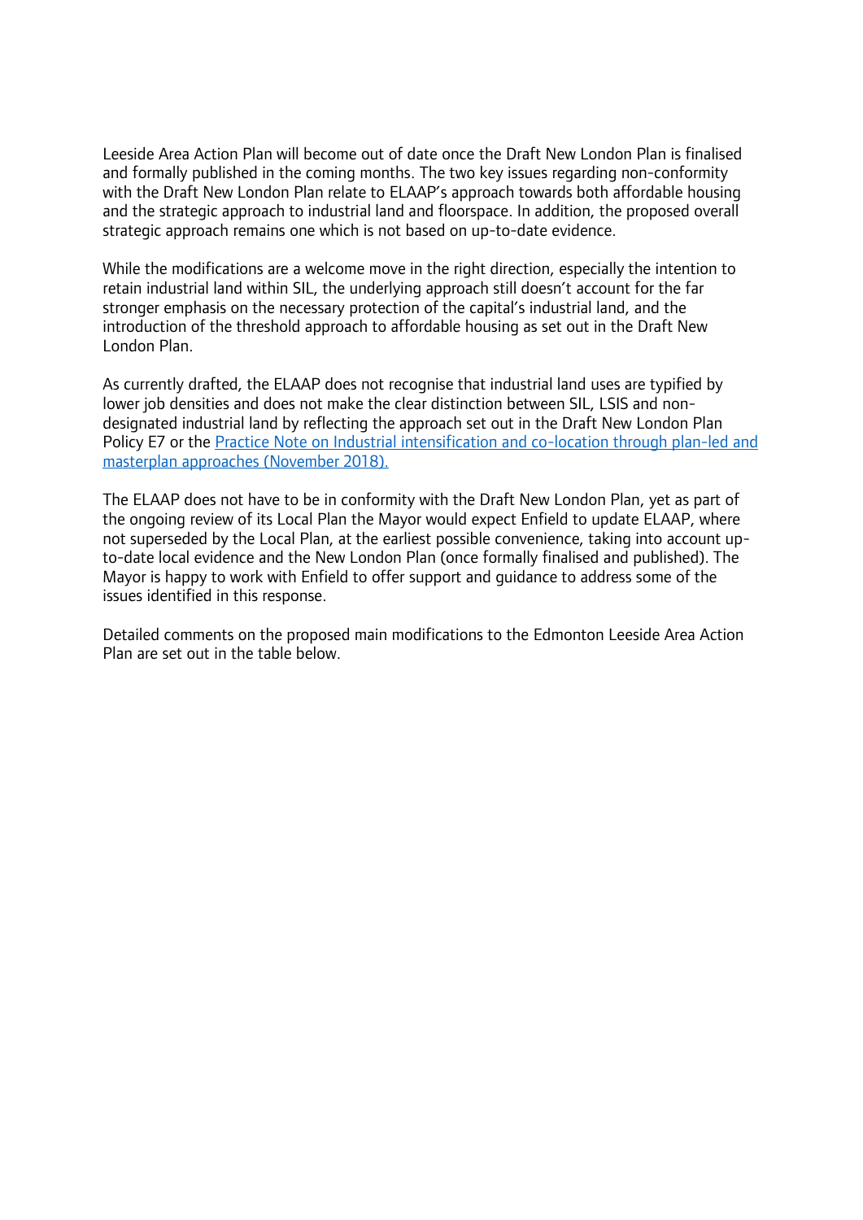Leeside Area Action Plan will become out of date once the Draft New London Plan is finalised and formally published in the coming months. The two key issues regarding non-conformity with the Draft New London Plan relate to ELAAP's approach towards both affordable housing and the strategic approach to industrial land and floorspace. In addition, the proposed overall strategic approach remains one which is not based on up-to-date evidence.

While the modifications are a welcome move in the right direction, especially the intention to retain industrial land within SIL, the underlying approach still doesn't account for the far stronger emphasis on the necessary protection of the capital's industrial land, and the introduction of the threshold approach to affordable housing as set out in the Draft New London Plan.

As currently drafted, the ELAAP does not recognise that industrial land uses are typified by lower job densities and does not make the clear distinction between SIL, LSIS and non-designated industrial land by reflecting the approach set out in the Draft New London Plan Policy E7 or the [Practice Note on Industrial intensification and co-location through plan-led and masterplan approaches (November 2018).]

The ELAAP does not have to be in conformity with the Draft New London Plan, yet as part of the ongoing review of its Local Plan the Mayor would expect Enfield to update ELAAP, where not superseded by the Local Plan, at the earliest possible convenience, taking into account up-to-date local evidence and the New London Plan (once formally finalised and published). The Mayor is happy to work with Enfield to offer support and guidance to address some of the issues identified in this response.

Detailed comments on the proposed main modifications to the Edmonton Leeside Area Action Plan are set out in the table below.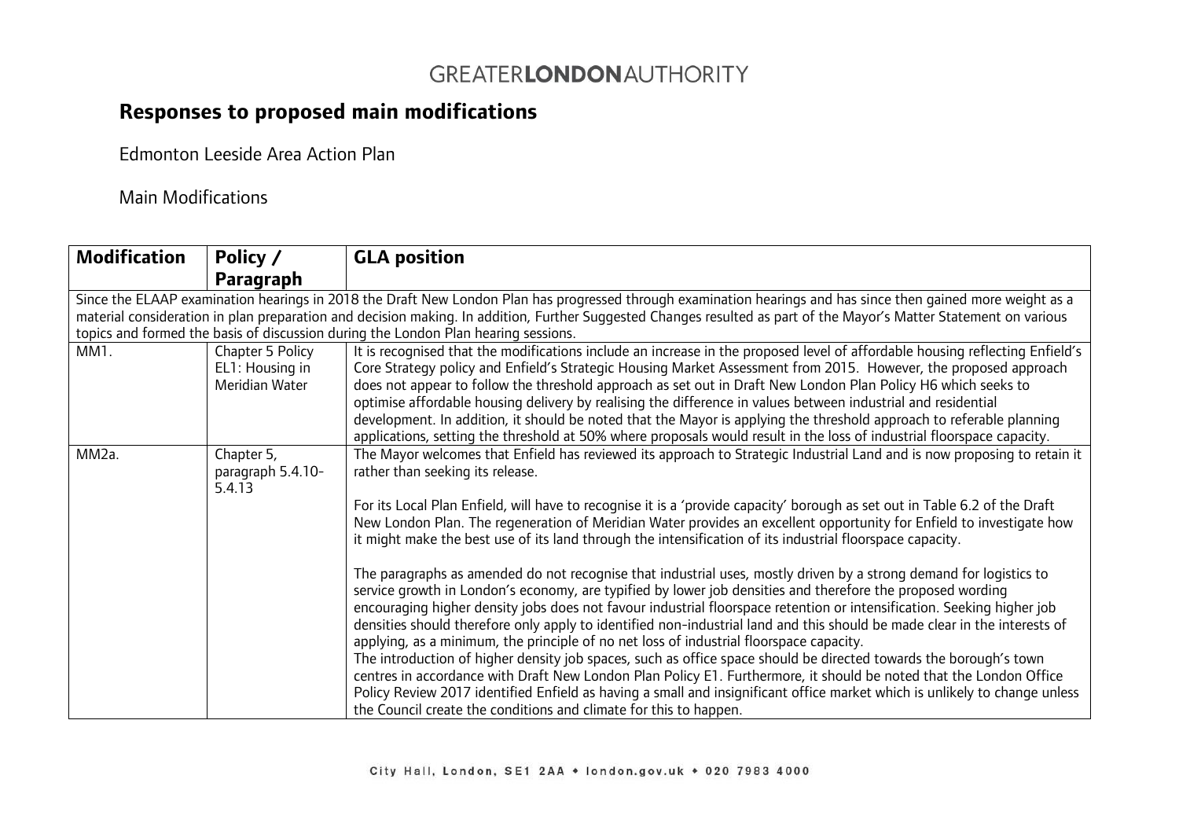GREATERLONDONAUTHORITY

## Responses to proposed main modifications

Edmonton Leeside Area Action Plan

Main Modifications

| Modification | Policy / Paragraph | GLA position |
|---|---|---|
| Since the ELAAP examination hearings in 2018 the Draft New London Plan has progressed through examination hearings and has since then gained more weight as a material consideration in plan preparation and decision making. In addition, Further Suggested Changes resulted as part of the Mayor's Matter Statement on various topics and formed the basis of discussion during the London Plan hearing sessions. | | |
| MM1. | Chapter 5 Policy EL1: Housing in Meridian Water | It is recognised that the modifications include an increase in the proposed level of affordable housing reflecting Enfield's Core Strategy policy and Enfield's Strategic Housing Market Assessment from 2015. However, the proposed approach does not appear to follow the threshold approach as set out in Draft New London Plan Policy H6 which seeks to optimise affordable housing delivery by realising the difference in values between industrial and residential development. In addition, it should be noted that the Mayor is applying the threshold approach to referable planning applications, setting the threshold at 50% where proposals would result in the loss of industrial floorspace capacity. |
| MM2a. | Chapter 5, paragraph 5.4.10-5.4.13 | The Mayor welcomes that Enfield has reviewed its approach to Strategic Industrial Land and is now proposing to retain it rather than seeking its release.<br><br>For its Local Plan Enfield, will have to recognise it is a 'provide capacity' borough as set out in Table 6.2 of the Draft New London Plan. The regeneration of Meridian Water provides an excellent opportunity for Enfield to investigate how it might make the best use of its land through the intensification of its industrial floorspace capacity.<br><br>The paragraphs as amended do not recognise that industrial uses, mostly driven by a strong demand for logistics to service growth in London's economy, are typified by lower job densities and therefore the proposed wording encouraging higher density jobs does not favour industrial floorspace retention or intensification. Seeking higher job densities should therefore only apply to identified non-industrial land and this should be made clear in the interests of applying, as a minimum, the principle of no net loss of industrial floorspace capacity.<br>The introduction of higher density job spaces, such as office space should be directed towards the borough's town centres in accordance with Draft New London Plan Policy E1. Furthermore, it should be noted that the London Office Policy Review 2017 identified Enfield as having a small and insignificant office market which is unlikely to change unless the Council create the conditions and climate for this to happen. |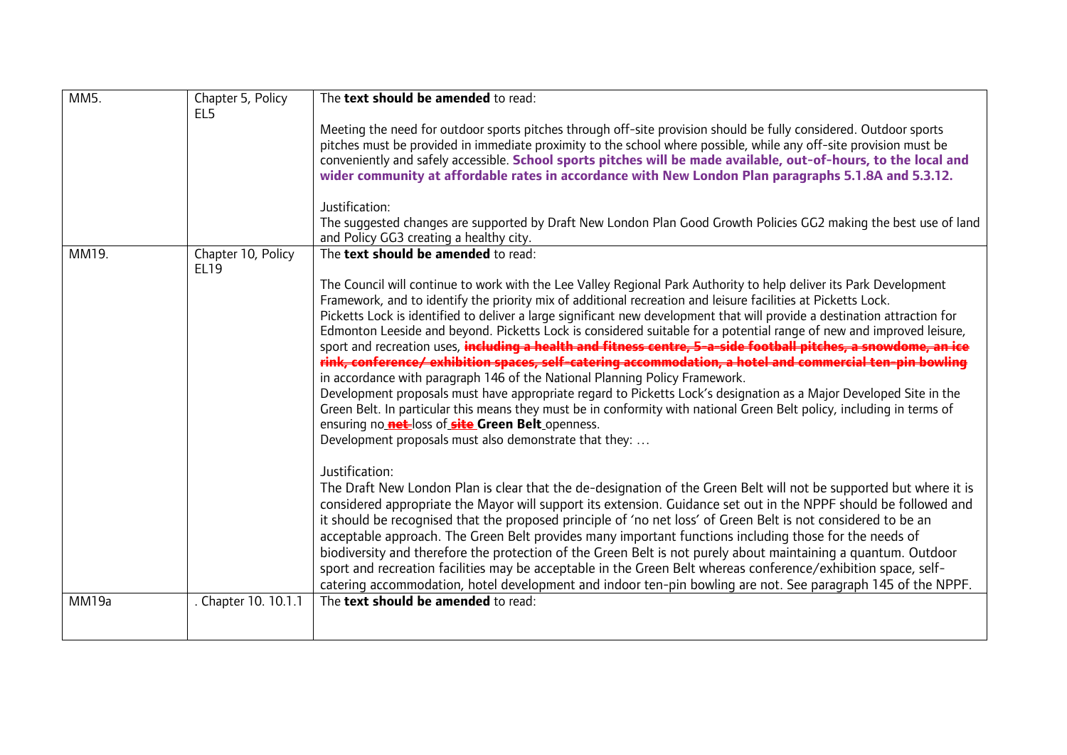| | | |
|---|---|---|
| MM5. | Chapter 5, Policy EL5 | The **text should be amended** to read:<br><br>Meeting the need for outdoor sports pitches through off-site provision should be fully considered. Outdoor sports pitches must be provided in immediate proximity to the school where possible, while any off-site provision must be conveniently and safely accessible. **School sports pitches will be made available, out-of-hours, to the local and wider community at affordable rates in accordance with New London Plan paragraphs 5.1.8A and 5.3.12.**<br><br>Justification:<br>The suggested changes are supported by Draft New London Plan Good Growth Policies GG2 making the best use of land and Policy GG3 creating a healthy city. |
| MM19. | Chapter 10, Policy EL19 | The **text should be amended** to read:<br><br>The Council will continue to work with the Lee Valley Regional Park Authority to help deliver its Park Development Framework, and to identify the priority mix of additional recreation and leisure facilities at Picketts Lock.<br>Picketts Lock is identified to deliver a large significant new development that will provide a destination attraction for Edmonton Leeside and beyond. Picketts Lock is considered suitable for a potential range of new and improved leisure, sport and recreation uses, ~~**including a health and fitness centre, 5-a-side football pitches, a snowdome, an ice rink, conference/ exhibition spaces, self-catering accommodation, a hotel and commercial ten-pin bowling**~~ in accordance with paragraph 146 of the National Planning Policy Framework.<br>Development proposals must have appropriate regard to Picketts Lock's designation as a Major Developed Site in the Green Belt. In particular this means they must be in conformity with national Green Belt policy, including in terms of ensuring no ~~**net**~~ loss of ~~**site**~~ **Green Belt** openness.<br>Development proposals must also demonstrate that they: …<br><br>Justification:<br>The Draft New London Plan is clear that the de-designation of the Green Belt will not be supported but where it is considered appropriate the Mayor will support its extension. Guidance set out in the NPPF should be followed and it should be recognised that the proposed principle of 'no net loss' of Green Belt is not considered to be an acceptable approach. The Green Belt provides many important functions including those for the needs of biodiversity and therefore the protection of the Green Belt is not purely about maintaining a quantum. Outdoor sport and recreation facilities may be acceptable in the Green Belt whereas conference/exhibition space, self-catering accommodation, hotel development and indoor ten-pin bowling are not. See paragraph 145 of the NPPF. |
| MM19a | . Chapter 10. 10.1.1 | The **text should be amended** to read: |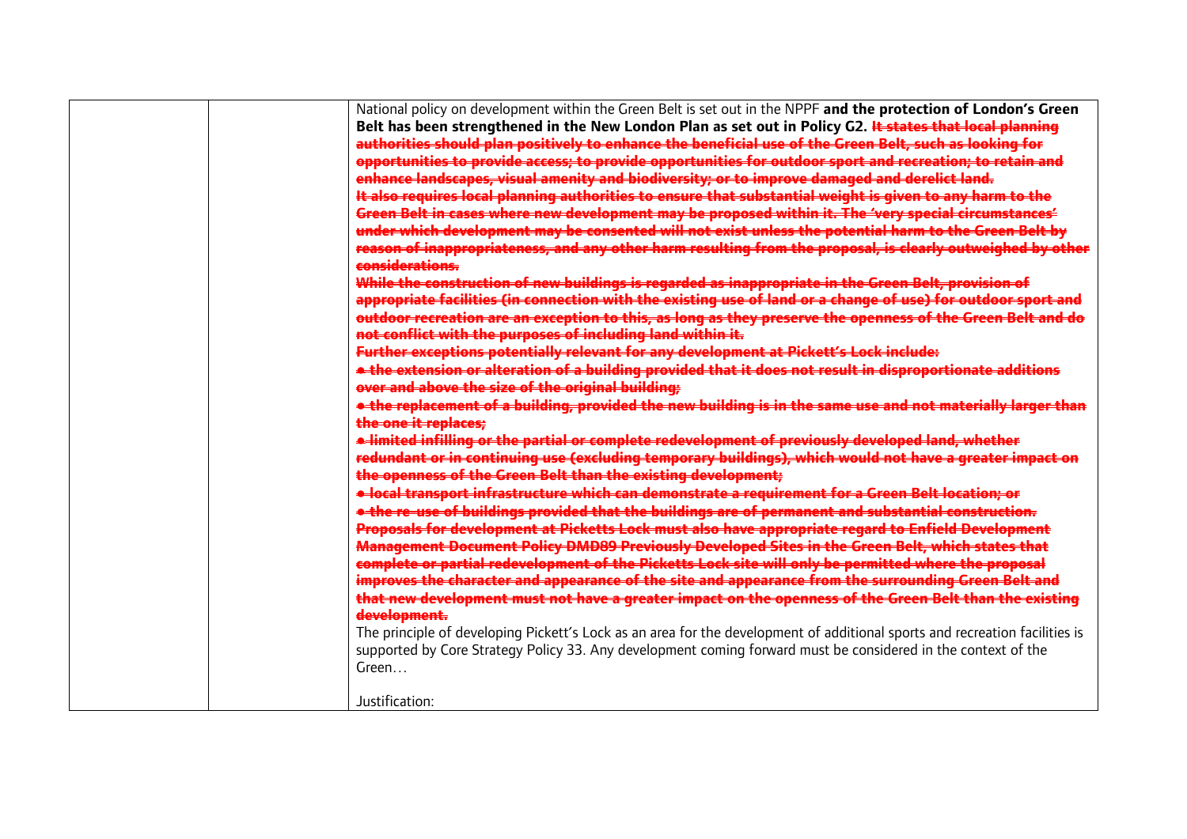| | | National policy on development within the Green Belt is set out in the NPPF **and the protection of London's Green Belt has been strengthened in the New London Plan as set out in Policy G2.** ~~It states that local planning authorities should plan positively to enhance the beneficial use of the Green Belt, such as looking for opportunities to provide access; to provide opportunities for outdoor sport and recreation; to retain and enhance landscapes, visual amenity and biodiversity; or to improve damaged and derelict land.~~<br>~~It also requires local planning authorities to ensure that substantial weight is given to any harm to the Green Belt in cases where new development may be proposed within it. The 'very special circumstances' under which development may be consented will not exist unless the potential harm to the Green Belt by reason of inappropriateness, and any other harm resulting from the proposal, is clearly outweighed by other considerations.~~<br>~~While the construction of new buildings is regarded as inappropriate in the Green Belt, provision of appropriate facilities (in connection with the existing use of land or a change of use) for outdoor sport and outdoor recreation are an exception to this, as long as they preserve the openness of the Green Belt and do not conflict with the purposes of including land within it.~~<br>~~Further exceptions potentially relevant for any development at Pickett's Lock include:~~<br>~~• the extension or alteration of a building provided that it does not result in disproportionate additions over and above the size of the original building;~~<br>~~• the replacement of a building, provided the new building is in the same use and not materially larger than the one it replaces;~~<br>~~• limited infilling or the partial or complete redevelopment of previously developed land, whether redundant or in continuing use (excluding temporary buildings), which would not have a greater impact on the openness of the Green Belt than the existing development;~~<br>~~• local transport infrastructure which can demonstrate a requirement for a Green Belt location; or~~<br>~~• the re-use of buildings provided that the buildings are of permanent and substantial construction.~~<br>~~Proposals for development at Picketts Lock must also have appropriate regard to Enfield Development Management Document Policy DMD89 Previously Developed Sites in the Green Belt, which states that complete or partial redevelopment of the Picketts Lock site will only be permitted where the proposal improves the character and appearance of the site and appearance from the surrounding Green Belt and that new development must not have a greater impact on the openness of the Green Belt than the existing development.~~<br>The principle of developing Pickett's Lock as an area for the development of additional sports and recreation facilities is supported by Core Strategy Policy 33. Any development coming forward must be considered in the context of the Green…<br><br>Justification: |
|---|---|---|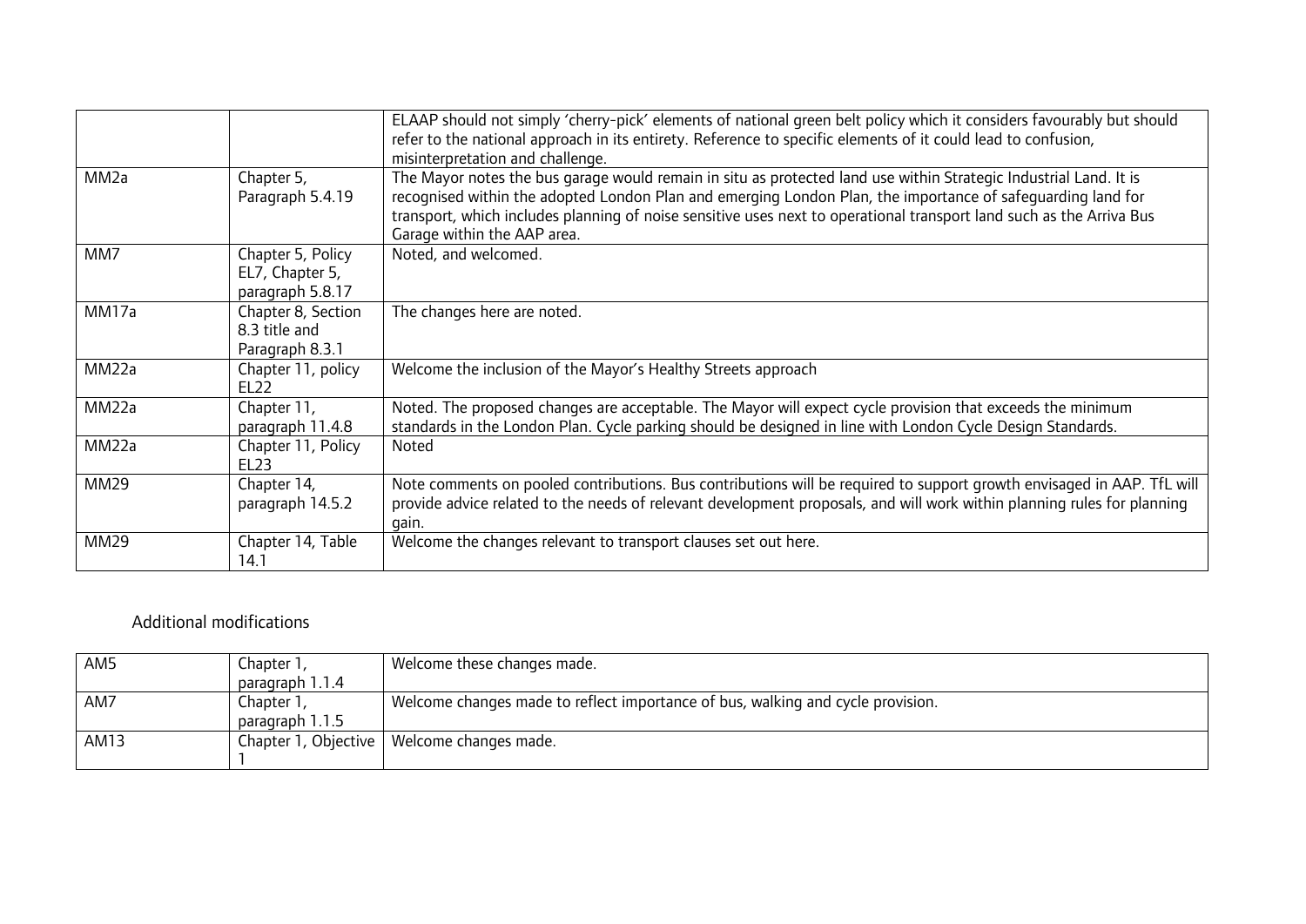| | | |
|---|---|---|
| | | ELAAP should not simply 'cherry-pick' elements of national green belt policy which it considers favourably but should refer to the national approach in its entirety. Reference to specific elements of it could lead to confusion, misinterpretation and challenge. |
| MM2a | Chapter 5, Paragraph 5.4.19 | The Mayor notes the bus garage would remain in situ as protected land use within Strategic Industrial Land. It is recognised within the adopted London Plan and emerging London Plan, the importance of safeguarding land for transport, which includes planning of noise sensitive uses next to operational transport land such as the Arriva Bus Garage within the AAP area. |
| MM7 | Chapter 5, Policy EL7, Chapter 5, paragraph 5.8.17 | Noted, and welcomed. |
| MM17a | Chapter 8, Section 8.3 title and Paragraph 8.3.1 | The changes here are noted. |
| MM22a | Chapter 11, policy EL22 | Welcome the inclusion of the Mayor's Healthy Streets approach |
| MM22a | Chapter 11, paragraph 11.4.8 | Noted. The proposed changes are acceptable. The Mayor will expect cycle provision that exceeds the minimum standards in the London Plan. Cycle parking should be designed in line with London Cycle Design Standards. |
| MM22a | Chapter 11, Policy EL23 | Noted |
| MM29 | Chapter 14, paragraph 14.5.2 | Note comments on pooled contributions. Bus contributions will be required to support growth envisaged in AAP. TfL will provide advice related to the needs of relevant development proposals, and will work within planning rules for planning gain. |
| MM29 | Chapter 14, Table 14.1 | Welcome the changes relevant to transport clauses set out here. |

Additional modifications

| | | |
|---|---|---|
| AM5 | Chapter 1, paragraph 1.1.4 | Welcome these changes made. |
| AM7 | Chapter 1, paragraph 1.1.5 | Welcome changes made to reflect importance of bus, walking and cycle provision. |
| AM13 | Chapter 1, Objective 1 | Welcome changes made. |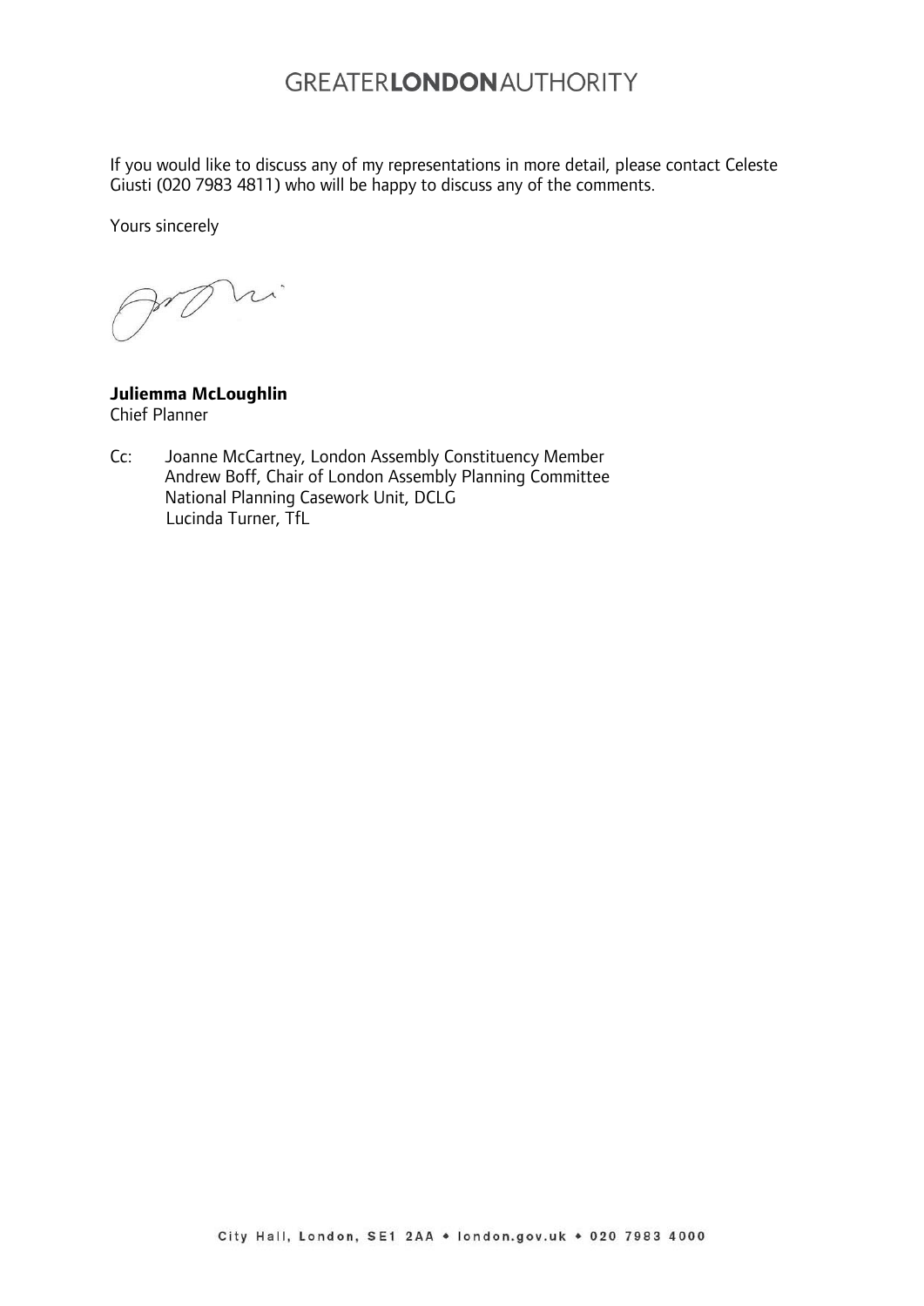If you would like to discuss any of my representations in more detail, please contact Celeste Giusti (020 7983 4811) who will be happy to discuss any of the comments.

Yours sincerely

**Juliemma McLoughlin**
Chief Planner

Cc: Joanne McCartney, London Assembly Constituency Member
Andrew Boff, Chair of London Assembly Planning Committee
National Planning Casework Unit, DCLG
Lucinda Turner, TfL